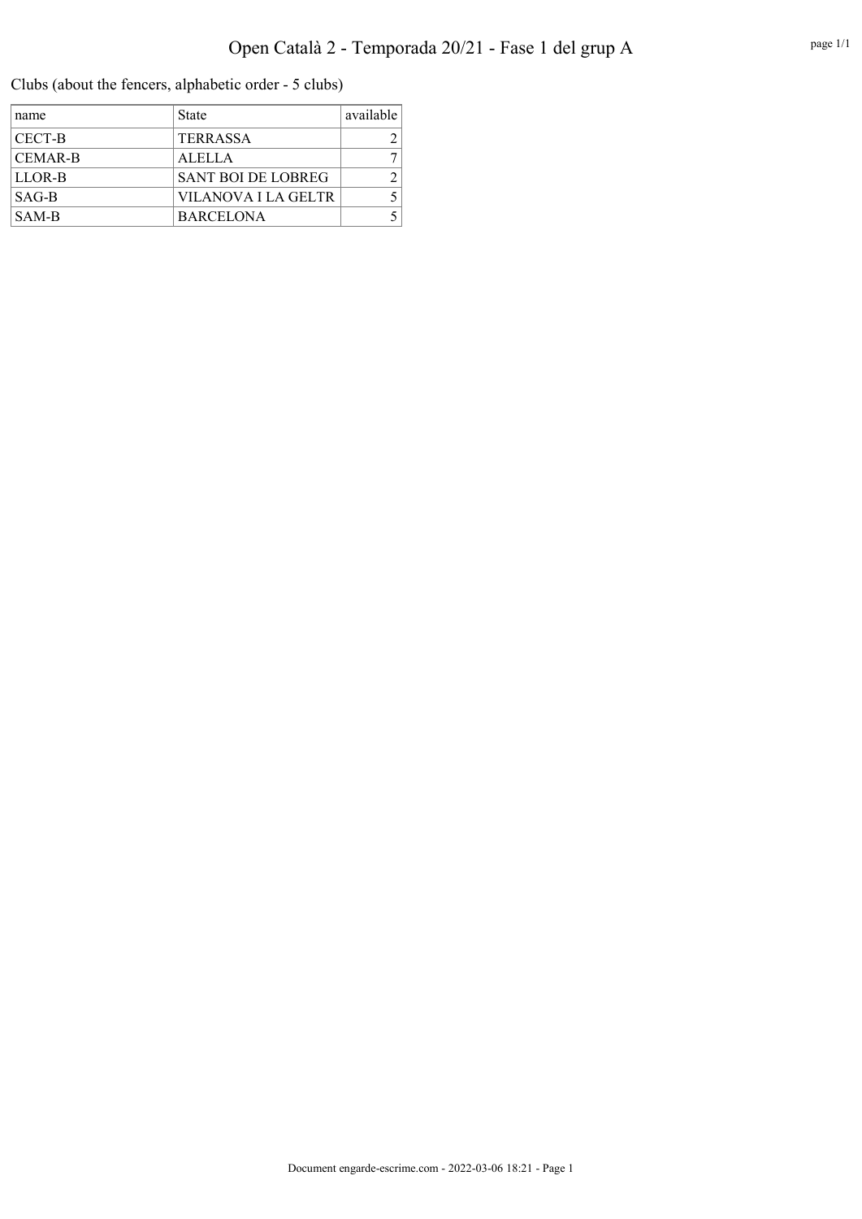# Open Català 2 - Temporada 20/21 - Fase 1 del grup A

Clubs (about the fencers, alphabetic order - 5 clubs)

| name | State | available |
|---|---|---|
| CECT-B | TERRASSA | 2 |
| CEMAR-B | ALELLA | 7 |
| LLOR-B | SANT BOI DE LOBREG | 2 |
| SAG-B | VILANOVA I LA GELTR | 5 |
| SAM-B | BARCELONA | 5 |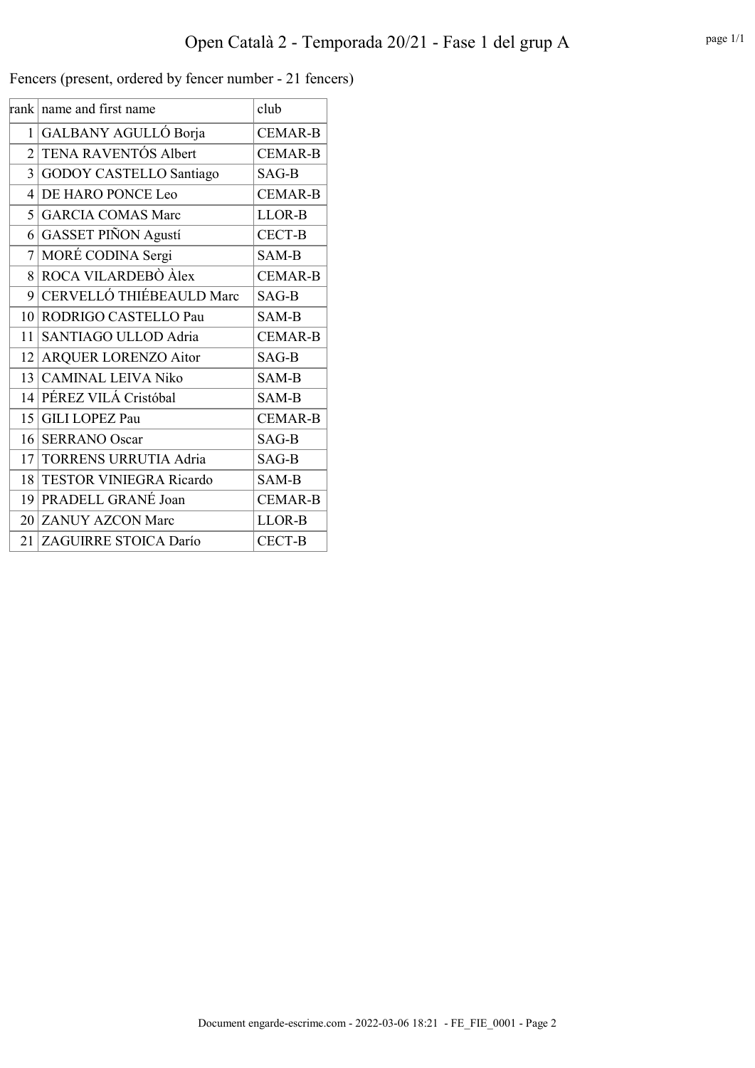# Open Català 2 - Temporada 20/21 - Fase 1 del grup A

Fencers (present, ordered by fencer number - 21 fencers)

| rank | name and first name | club |
|---|---|---|
| 1 | GALBANY AGULLÓ Borja | CEMAR-B |
| 2 | TENA RAVENTÓS Albert | CEMAR-B |
| 3 | GODOY CASTELLO Santiago | SAG-B |
| 4 | DE HARO PONCE Leo | CEMAR-B |
| 5 | GARCIA COMAS Marc | LLOR-B |
| 6 | GASSET PIÑON Agustí | CECT-B |
| 7 | MORÉ CODINA Sergi | SAM-B |
| 8 | ROCA VILARDEBÒ Àlex | CEMAR-B |
| 9 | CERVELLÓ THIÉBEAULD Marc | SAG-B |
| 10 | RODRIGO CASTELLO Pau | SAM-B |
| 11 | SANTIAGO ULLOD Adria | CEMAR-B |
| 12 | ARQUER LORENZO Aitor | SAG-B |
| 13 | CAMINAL LEIVA Niko | SAM-B |
| 14 | PÉREZ VILÁ Cristóbal | SAM-B |
| 15 | GILI LOPEZ Pau | CEMAR-B |
| 16 | SERRANO Oscar | SAG-B |
| 17 | TORRENS URRUTIA Adria | SAG-B |
| 18 | TESTOR VINIEGRA Ricardo | SAM-B |
| 19 | PRADELL GRANÉ Joan | CEMAR-B |
| 20 | ZANUY AZCON Marc | LLOR-B |
| 21 | ZAGUIRRE STOICA Darío | CECT-B |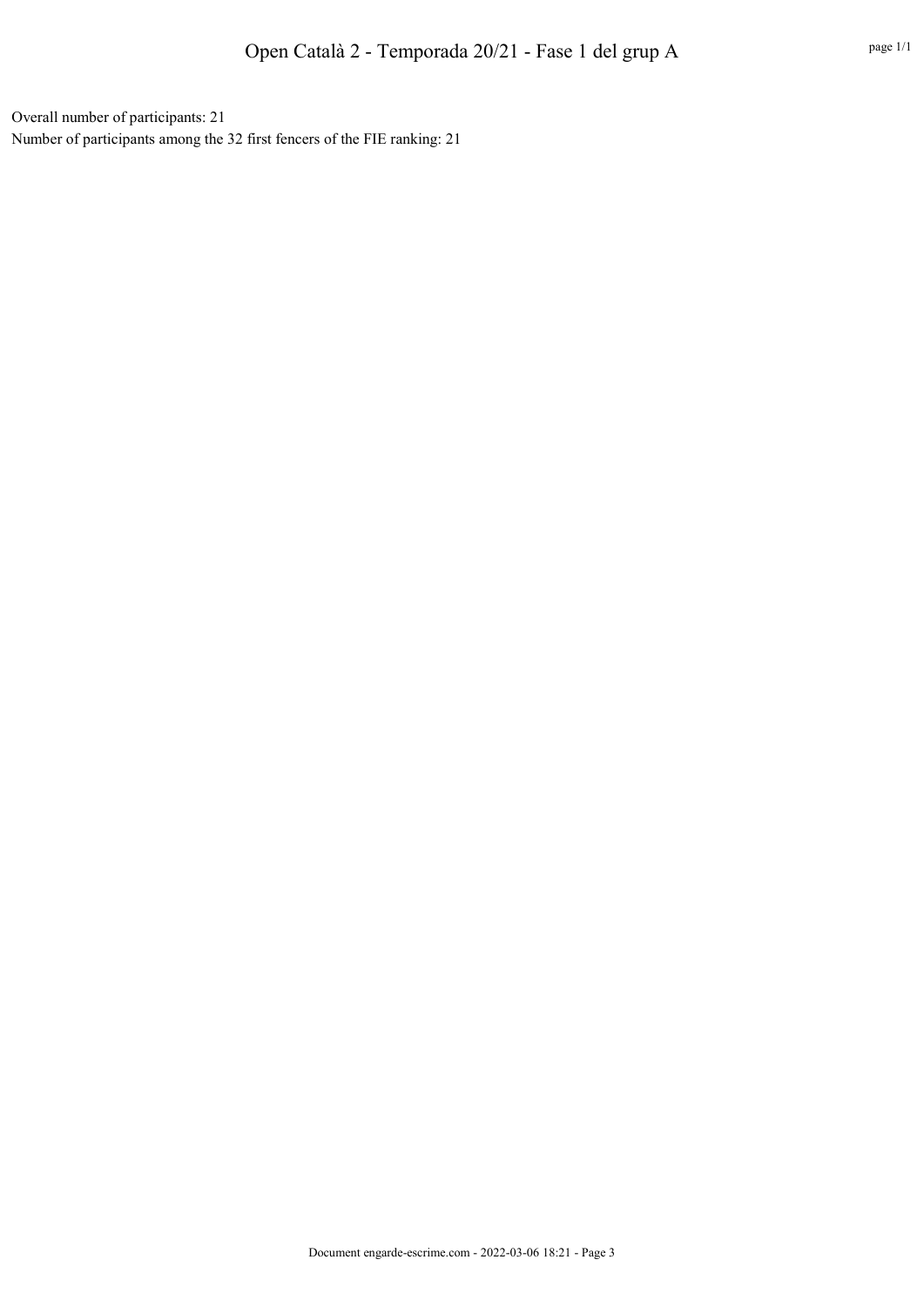Overall number of participants: 21

Number of participants among the 32 first fencers of the FIE ranking: 21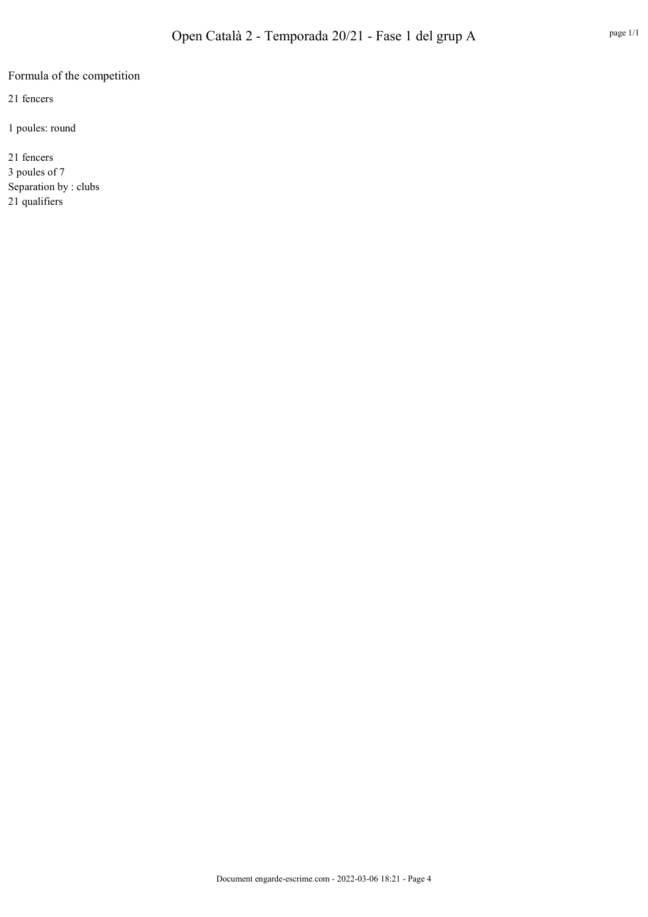Formula of the competition

21 fencers

1 poules: round

21 fencers
3 poules of 7
Separation by : clubs
21 qualifiers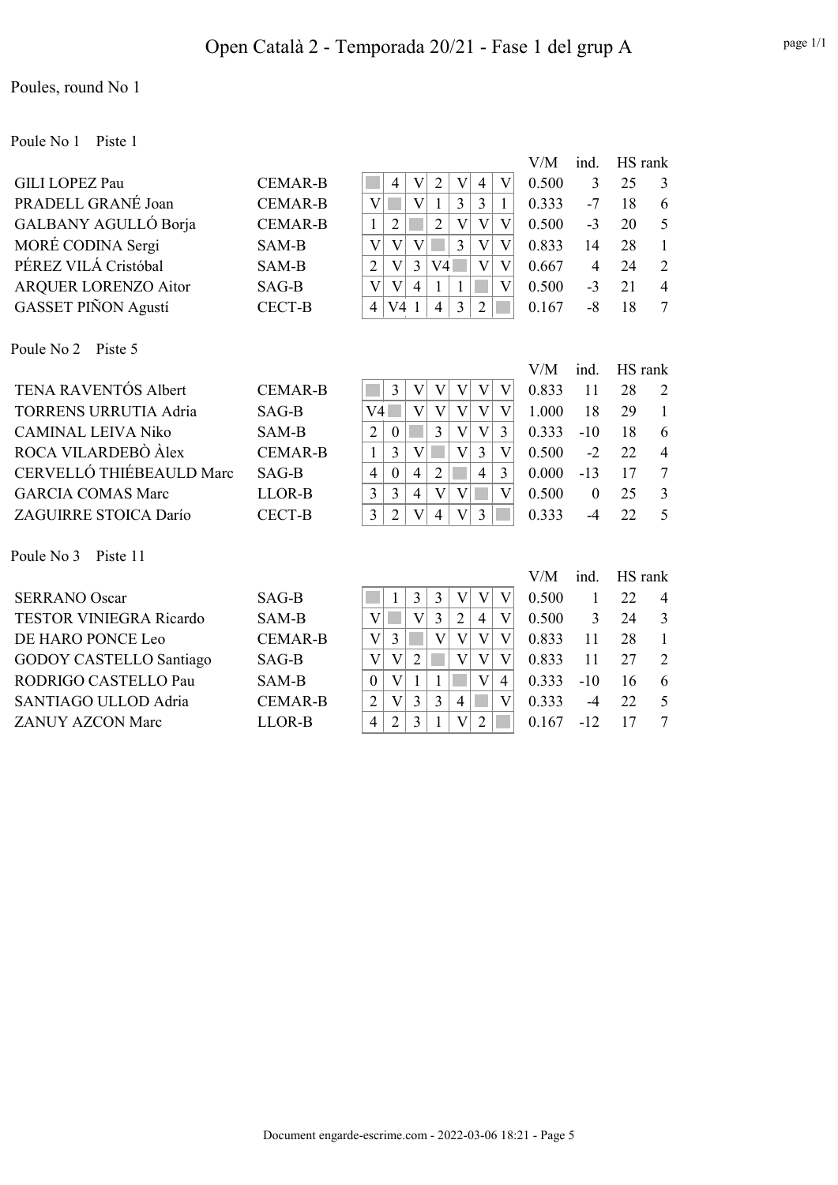# Open Català 2 - Temporada 20/21 - Fase 1 del grup A

Poules, round No 1

Poule No 1 Piste 1

| | | 1 | 2 | 3 | 4 | 5 | 6 | 7 | V/M | ind. | HS | rank |
|---|---|---|---|---|---|---|---|---|---|---|---|---|
| GILI LOPEZ Pau | CEMAR-B | | 4 | V | 2 | V | 4 | V | 0.500 | 3 | 25 | 3 |
| PRADELL GRANÉ Joan | CEMAR-B | V | | V | 1 | 3 | 3 | 1 | 0.333 | -7 | 18 | 6 |
| GALBANY AGULLÓ Borja | CEMAR-B | 1 | 2 | | 2 | V | V | V | 0.500 | -3 | 20 | 5 |
| MORÉ CODINA Sergi | SAM-B | V | V | V | | 3 | V | V | 0.833 | 14 | 28 | 1 |
| PÉREZ VILÁ Cristóbal | SAM-B | 2 | V | 3 | V4 | | V | V | 0.667 | 4 | 24 | 2 |
| ARQUER LORENZO Aitor | SAG-B | V | V | 4 | 1 | 1 | | V | 0.500 | -3 | 21 | 4 |
| GASSET PIÑON Agustí | CECT-B | 4 | V4 | 1 | 4 | 3 | 2 | | 0.167 | -8 | 18 | 7 |

Poule No 2 Piste 5

| | | 1 | 2 | 3 | 4 | 5 | 6 | 7 | V/M | ind. | HS | rank |
|---|---|---|---|---|---|---|---|---|---|---|---|---|
| TENA RAVENTÓS Albert | CEMAR-B | | 3 | V | V | V | V | V | 0.833 | 11 | 28 | 2 |
| TORRENS URRUTIA Adria | SAG-B | V4 | | V | V | V | V | V | 1.000 | 18 | 29 | 1 |
| CAMINAL LEIVA Niko | SAM-B | 2 | 0 | | 3 | V | V | 3 | 0.333 | -10 | 18 | 6 |
| ROCA VILARDEBÒ Àlex | CEMAR-B | 1 | 3 | V | | V | 3 | V | 0.500 | -2 | 22 | 4 |
| CERVELLÓ THIÉBEAULD Marc | SAG-B | 4 | 0 | 4 | 2 | | 4 | 3 | 0.000 | -13 | 17 | 7 |
| GARCIA COMAS Marc | LLOR-B | 3 | 3 | 4 | V | V | | V | 0.500 | 0 | 25 | 3 |
| ZAGUIRRE STOICA Darío | CECT-B | 3 | 2 | V | 4 | V | 3 | | 0.333 | -4 | 22 | 5 |

Poule No 3 Piste 11

| | | 1 | 2 | 3 | 4 | 5 | 6 | 7 | V/M | ind. | HS | rank |
|---|---|---|---|---|---|---|---|---|---|---|---|---|
| SERRANO Oscar | SAG-B | | 1 | 3 | 3 | V | V | V | 0.500 | 1 | 22 | 4 |
| TESTOR VINIEGRA Ricardo | SAM-B | V | | V | 3 | 2 | 4 | V | 0.500 | 3 | 24 | 3 |
| DE HARO PONCE Leo | CEMAR-B | V | 3 | | V | V | V | V | 0.833 | 11 | 28 | 1 |
| GODOY CASTELLO Santiago | SAG-B | V | V | 2 | | V | V | V | 0.833 | 11 | 27 | 2 |
| RODRIGO CASTELLO Pau | SAM-B | 0 | V | 1 | 1 | | V | 4 | 0.333 | -10 | 16 | 6 |
| SANTIAGO ULLOD Adria | CEMAR-B | 2 | V | 3 | 3 | 4 | | V | 0.333 | -4 | 22 | 5 |
| ZANUY AZCON Marc | LLOR-B | 4 | 2 | 3 | 1 | V | 2 | | 0.167 | -12 | 17 | 7 |

Document engarde-escrime.com - 2022-03-06 18:21 - Page 5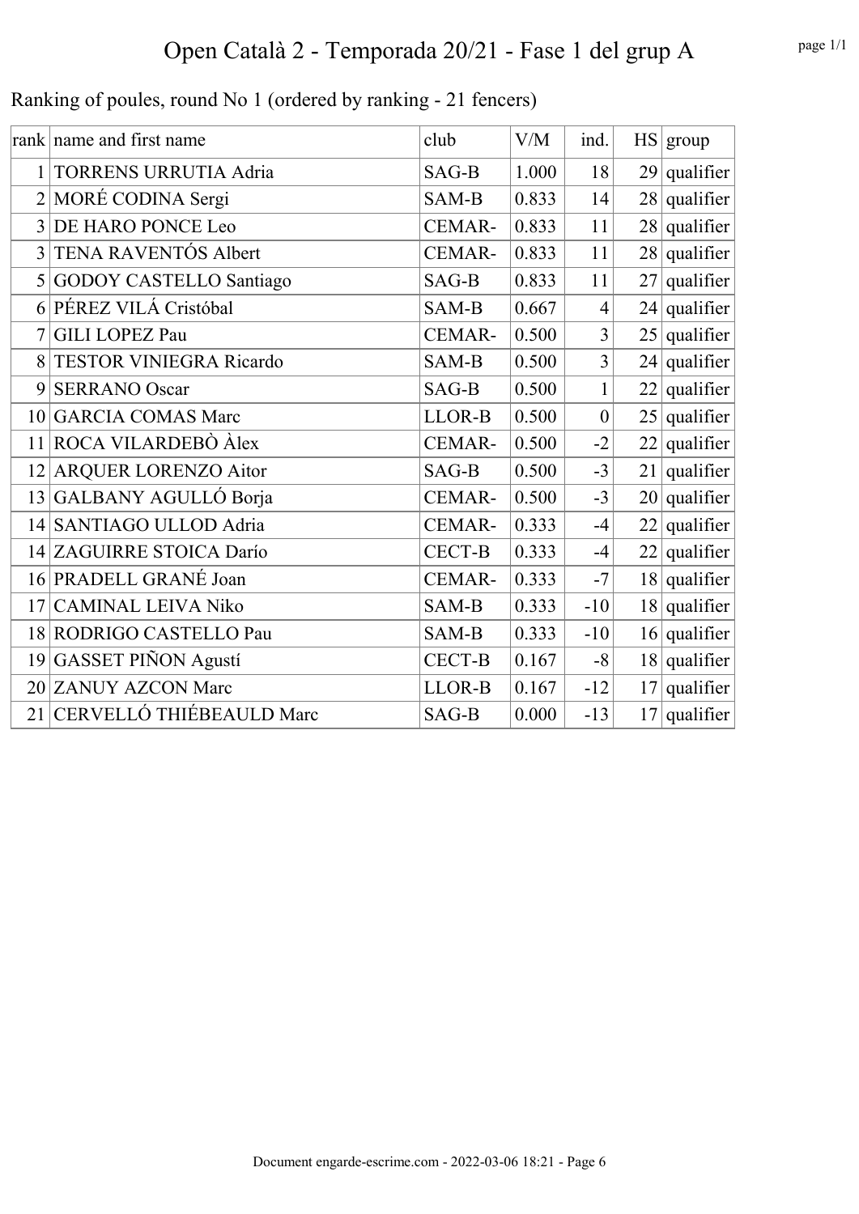# Open Català 2 - Temporada 20/21 - Fase 1 del grup A

Ranking of poules, round No 1 (ordered by ranking - 21 fencers)

| rank | name and first name | club | V/M | ind. | HS | group |
|---|---|---|---|---|---|---|
| 1 | TORRENS URRUTIA Adria | SAG-B | 1.000 | 18 | 29 | qualifier |
| 2 | MORÉ CODINA Sergi | SAM-B | 0.833 | 14 | 28 | qualifier |
| 3 | DE HARO PONCE Leo | CEMAR- | 0.833 | 11 | 28 | qualifier |
| 3 | TENA RAVENTÓS Albert | CEMAR- | 0.833 | 11 | 28 | qualifier |
| 5 | GODOY CASTELLO Santiago | SAG-B | 0.833 | 11 | 27 | qualifier |
| 6 | PÉREZ VILÁ Cristóbal | SAM-B | 0.667 | 4 | 24 | qualifier |
| 7 | GILI LOPEZ Pau | CEMAR- | 0.500 | 3 | 25 | qualifier |
| 8 | TESTOR VINIEGRA Ricardo | SAM-B | 0.500 | 3 | 24 | qualifier |
| 9 | SERRANO Oscar | SAG-B | 0.500 | 1 | 22 | qualifier |
| 10 | GARCIA COMAS Marc | LLOR-B | 0.500 | 0 | 25 | qualifier |
| 11 | ROCA VILARDEBÒ Àlex | CEMAR- | 0.500 | -2 | 22 | qualifier |
| 12 | ARQUER LORENZO Aitor | SAG-B | 0.500 | -3 | 21 | qualifier |
| 13 | GALBANY AGULLÓ Borja | CEMAR- | 0.500 | -3 | 20 | qualifier |
| 14 | SANTIAGO ULLOD Adria | CEMAR- | 0.333 | -4 | 22 | qualifier |
| 14 | ZAGUIRRE STOICA Darío | CECT-B | 0.333 | -4 | 22 | qualifier |
| 16 | PRADELL GRANÉ Joan | CEMAR- | 0.333 | -7 | 18 | qualifier |
| 17 | CAMINAL LEIVA Niko | SAM-B | 0.333 | -10 | 18 | qualifier |
| 18 | RODRIGO CASTELLO Pau | SAM-B | 0.333 | -10 | 16 | qualifier |
| 19 | GASSET PIÑON Agustí | CECT-B | 0.167 | -8 | 18 | qualifier |
| 20 | ZANUY AZCON Marc | LLOR-B | 0.167 | -12 | 17 | qualifier |
| 21 | CERVELLÓ THIÉBEAULD Marc | SAG-B | 0.000 | -13 | 17 | qualifier |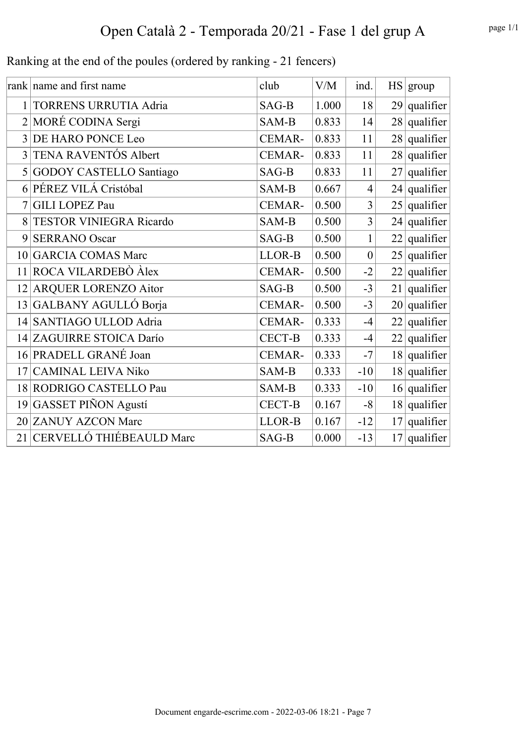# Open Català 2 - Temporada 20/21 - Fase 1 del grup A

Ranking at the end of the poules (ordered by ranking - 21 fencers)

| rank | name and first name | club | V/M | ind. | HS | group |
|---|---|---|---|---|---|---|
| 1 | TORRENS URRUTIA Adria | SAG-B | 1.000 | 18 | 29 | qualifier |
| 2 | MORÉ CODINA Sergi | SAM-B | 0.833 | 14 | 28 | qualifier |
| 3 | DE HARO PONCE Leo | CEMAR- | 0.833 | 11 | 28 | qualifier |
| 3 | TENA RAVENTÓS Albert | CEMAR- | 0.833 | 11 | 28 | qualifier |
| 5 | GODOY CASTELLO Santiago | SAG-B | 0.833 | 11 | 27 | qualifier |
| 6 | PÉREZ VILÁ Cristóbal | SAM-B | 0.667 | 4 | 24 | qualifier |
| 7 | GILI LOPEZ Pau | CEMAR- | 0.500 | 3 | 25 | qualifier |
| 8 | TESTOR VINIEGRA Ricardo | SAM-B | 0.500 | 3 | 24 | qualifier |
| 9 | SERRANO Oscar | SAG-B | 0.500 | 1 | 22 | qualifier |
| 10 | GARCIA COMAS Marc | LLOR-B | 0.500 | 0 | 25 | qualifier |
| 11 | ROCA VILARDEBÒ Àlex | CEMAR- | 0.500 | -2 | 22 | qualifier |
| 12 | ARQUER LORENZO Aitor | SAG-B | 0.500 | -3 | 21 | qualifier |
| 13 | GALBANY AGULLÓ Borja | CEMAR- | 0.500 | -3 | 20 | qualifier |
| 14 | SANTIAGO ULLOD Adria | CEMAR- | 0.333 | -4 | 22 | qualifier |
| 14 | ZAGUIRRE STOICA Darío | CECT-B | 0.333 | -4 | 22 | qualifier |
| 16 | PRADELL GRANÉ Joan | CEMAR- | 0.333 | -7 | 18 | qualifier |
| 17 | CAMINAL LEIVA Niko | SAM-B | 0.333 | -10 | 18 | qualifier |
| 18 | RODRIGO CASTELLO Pau | SAM-B | 0.333 | -10 | 16 | qualifier |
| 19 | GASSET PIÑON Agustí | CECT-B | 0.167 | -8 | 18 | qualifier |
| 20 | ZANUY AZCON Marc | LLOR-B | 0.167 | -12 | 17 | qualifier |
| 21 | CERVELLÓ THIÉBEAULD Marc | SAG-B | 0.000 | -13 | 17 | qualifier |

Document engarde-escrime.com - 2022-03-06 18:21 - Page 7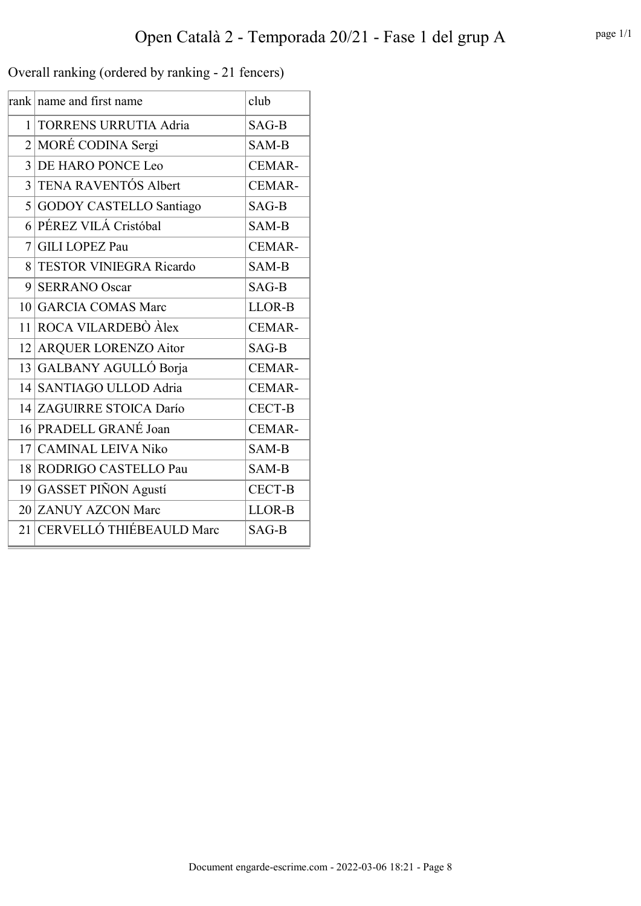# Open Català 2 - Temporada 20/21 - Fase 1 del grup A

Overall ranking (ordered by ranking - 21 fencers)

| rank | name and first name | club |
|---|---|---|
| 1 | TORRENS URRUTIA Adria | SAG-B |
| 2 | MORÉ CODINA Sergi | SAM-B |
| 3 | DE HARO PONCE Leo | CEMAR- |
| 3 | TENA RAVENTÓS Albert | CEMAR- |
| 5 | GODOY CASTELLO Santiago | SAG-B |
| 6 | PÉREZ VILÁ Cristóbal | SAM-B |
| 7 | GILI LOPEZ Pau | CEMAR- |
| 8 | TESTOR VINIEGRA Ricardo | SAM-B |
| 9 | SERRANO Oscar | SAG-B |
| 10 | GARCIA COMAS Marc | LLOR-B |
| 11 | ROCA VILARDEBÒ Àlex | CEMAR- |
| 12 | ARQUER LORENZO Aitor | SAG-B |
| 13 | GALBANY AGULLÓ Borja | CEMAR- |
| 14 | SANTIAGO ULLOD Adria | CEMAR- |
| 14 | ZAGUIRRE STOICA Darío | CECT-B |
| 16 | PRADELL GRANÉ Joan | CEMAR- |
| 17 | CAMINAL LEIVA Niko | SAM-B |
| 18 | RODRIGO CASTELLO Pau | SAM-B |
| 19 | GASSET PIÑON Agustí | CECT-B |
| 20 | ZANUY AZCON Marc | LLOR-B |
| 21 | CERVELLÓ THIÉBEAULD Marc | SAG-B |